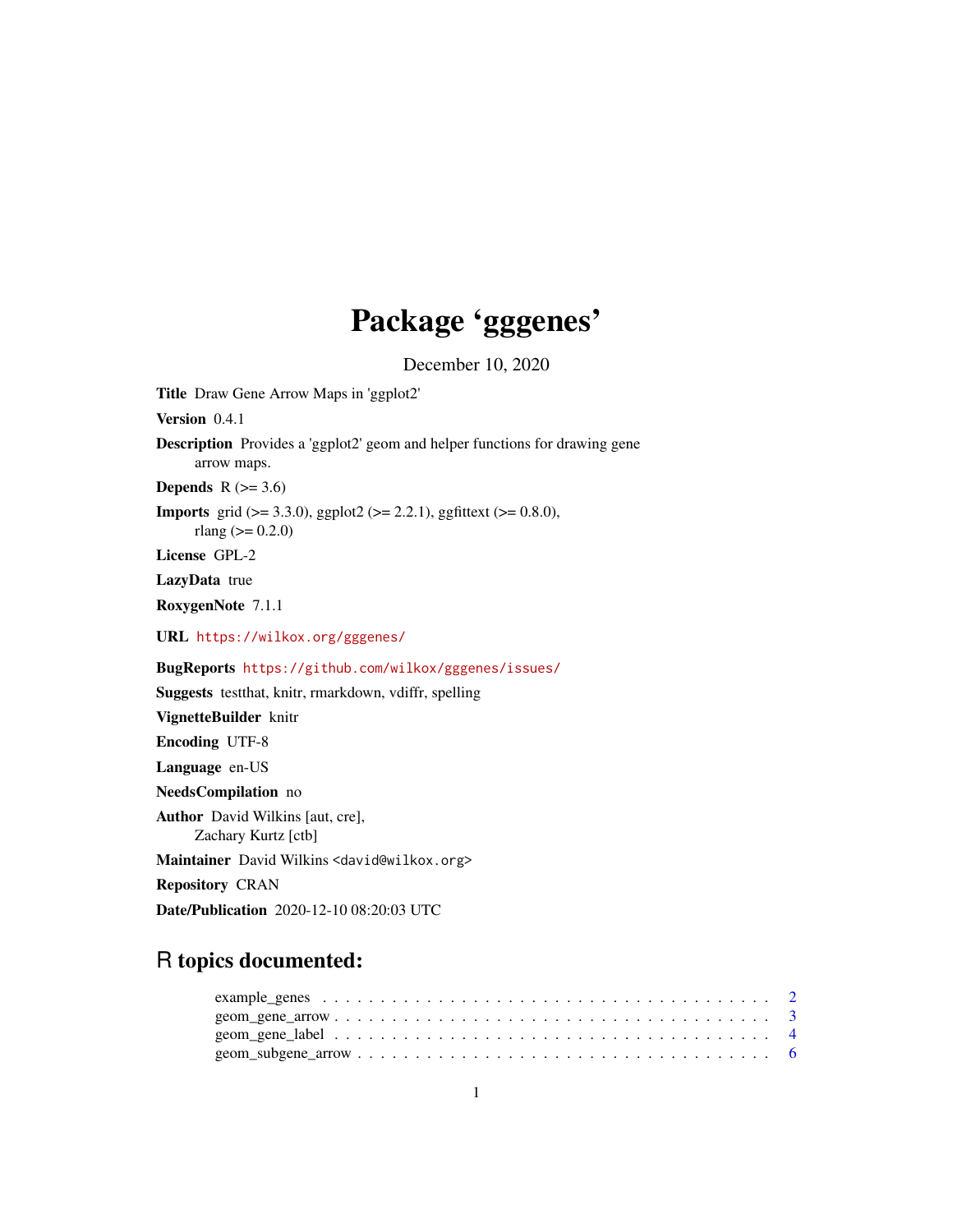# Package 'gggenes'

December 10, 2020

**Title** Draw Gene Arrow Maps in 'ggplot2'

**Version** 0.4.1

**Description** Provides a 'ggplot2' geom and helper functions for drawing gene arrow maps.

**Depends** R (>= 3.6)

**Imports** grid (>= 3.3.0), ggplot2 (>= 2.2.1), ggfittext (>= 0.8.0), rlang (>= 0.2.0)

**License** GPL-2

**LazyData** true

**RoxygenNote** 7.1.1

**URL** https://wilkox.org/gggenes/

**BugReports** https://github.com/wilkox/gggenes/issues/

**Suggests** testthat, knitr, rmarkdown, vdiffr, spelling

**VignetteBuilder** knitr

**Encoding** UTF-8

**Language** en-US

**NeedsCompilation** no

**Author** David Wilkins [aut, cre], Zachary Kurtz [ctb]

**Maintainer** David Wilkins <david@wilkox.org>

**Repository** CRAN

**Date/Publication** 2020-12-10 08:20:03 UTC

## R topics documented:

example_genes . . . . . . . . . . . . . . . . . . . . . . . . . . . . . . . . . . . . . . . 2
geom_gene_arrow . . . . . . . . . . . . . . . . . . . . . . . . . . . . . . . . . . . . . . 3
geom_gene_label . . . . . . . . . . . . . . . . . . . . . . . . . . . . . . . . . . . . . . 4
geom_subgene_arrow . . . . . . . . . . . . . . . . . . . . . . . . . . . . . . . . . . . . 6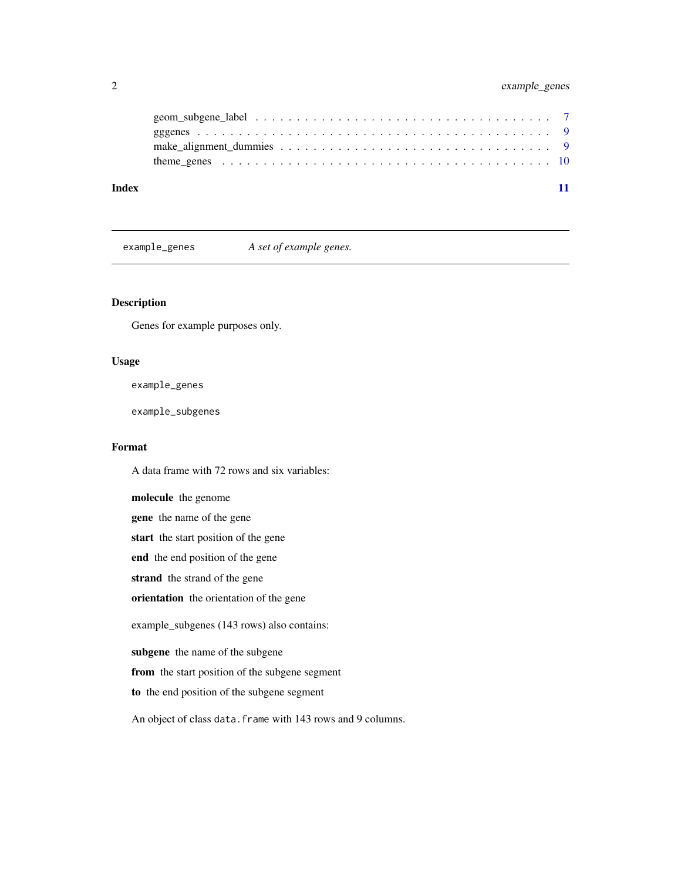geom_subgene_label . . . . . . . . . . . . . . . . . . . . . . . . . . . . . . . . . 7
gggenes . . . . . . . . . . . . . . . . . . . . . . . . . . . . . . . . . . . . . . . 9
make_alignment_dummies . . . . . . . . . . . . . . . . . . . . . . . . . . . . . . . 9
theme_genes . . . . . . . . . . . . . . . . . . . . . . . . . . . . . . . . . . . . . 10

**Index** **11**

---

## example_genes *A set of example genes.*

---

### Description

Genes for example purposes only.

### Usage

```
example_genes

example_subgenes
```

### Format

A data frame with 72 rows and six variables:

**molecule** the genome

**gene** the name of the gene

**start** the start position of the gene

**end** the end position of the gene

**strand** the strand of the gene

**orientation** the orientation of the gene

example_subgenes (143 rows) also contains:

**subgene** the name of the subgene

**from** the start position of the subgene segment

**to** the end position of the subgene segment

An object of class `data.frame` with 143 rows and 9 columns.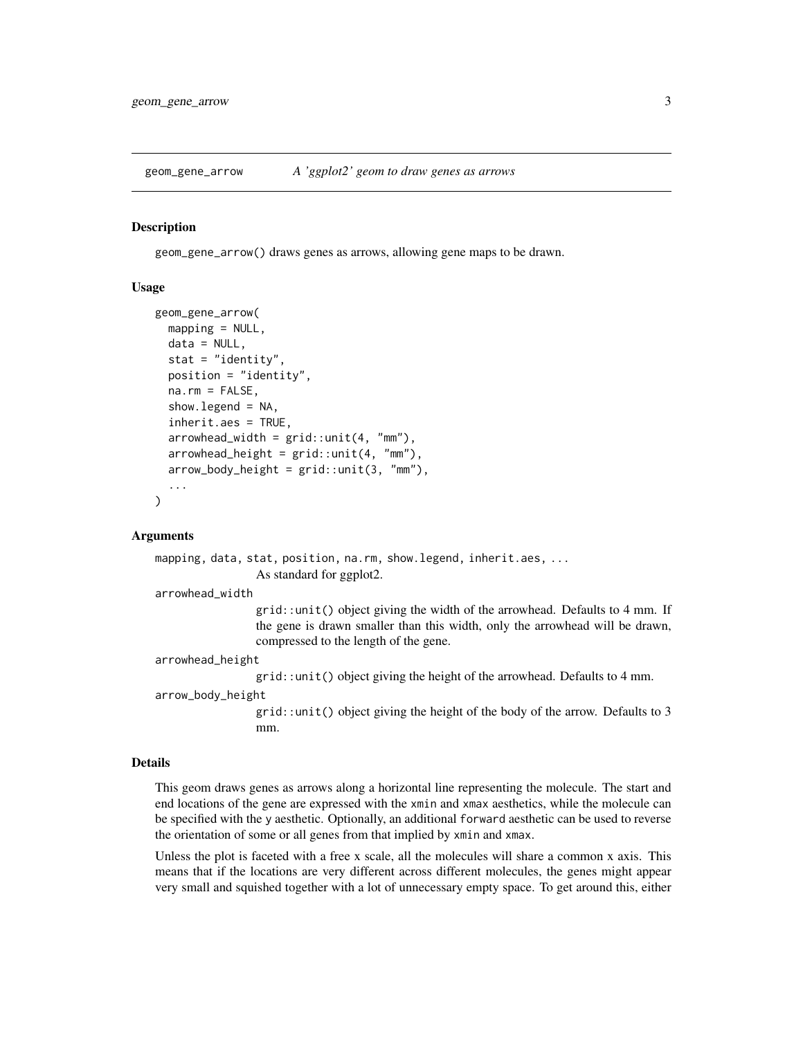geom_gene_arrow    *A 'ggplot2' geom to draw genes as arrows*

## Description

geom_gene_arrow() draws genes as arrows, allowing gene maps to be drawn.

## Usage

```
geom_gene_arrow(
  mapping = NULL,
  data = NULL,
  stat = "identity",
  position = "identity",
  na.rm = FALSE,
  show.legend = NA,
  inherit.aes = TRUE,
  arrowhead_width = grid::unit(4, "mm"),
  arrowhead_height = grid::unit(4, "mm"),
  arrow_body_height = grid::unit(3, "mm"),
  ...
)
```

## Arguments

mapping, data, stat, position, na.rm, show.legend, inherit.aes, ...
: As standard for ggplot2.

arrowhead_width
: grid::unit() object giving the width of the arrowhead. Defaults to 4 mm. If the gene is drawn smaller than this width, only the arrowhead will be drawn, compressed to the length of the gene.

arrowhead_height
: grid::unit() object giving the height of the arrowhead. Defaults to 4 mm.

arrow_body_height
: grid::unit() object giving the height of the body of the arrow. Defaults to 3 mm.

## Details

This geom draws genes as arrows along a horizontal line representing the molecule. The start and end locations of the gene are expressed with the xmin and xmax aesthetics, while the molecule can be specified with the y aesthetic. Optionally, an additional forward aesthetic can be used to reverse the orientation of some or all genes from that implied by xmin and xmax.

Unless the plot is faceted with a free x scale, all the molecules will share a common x axis. This means that if the locations are very different across different molecules, the genes might appear very small and squished together with a lot of unnecessary empty space. To get around this, either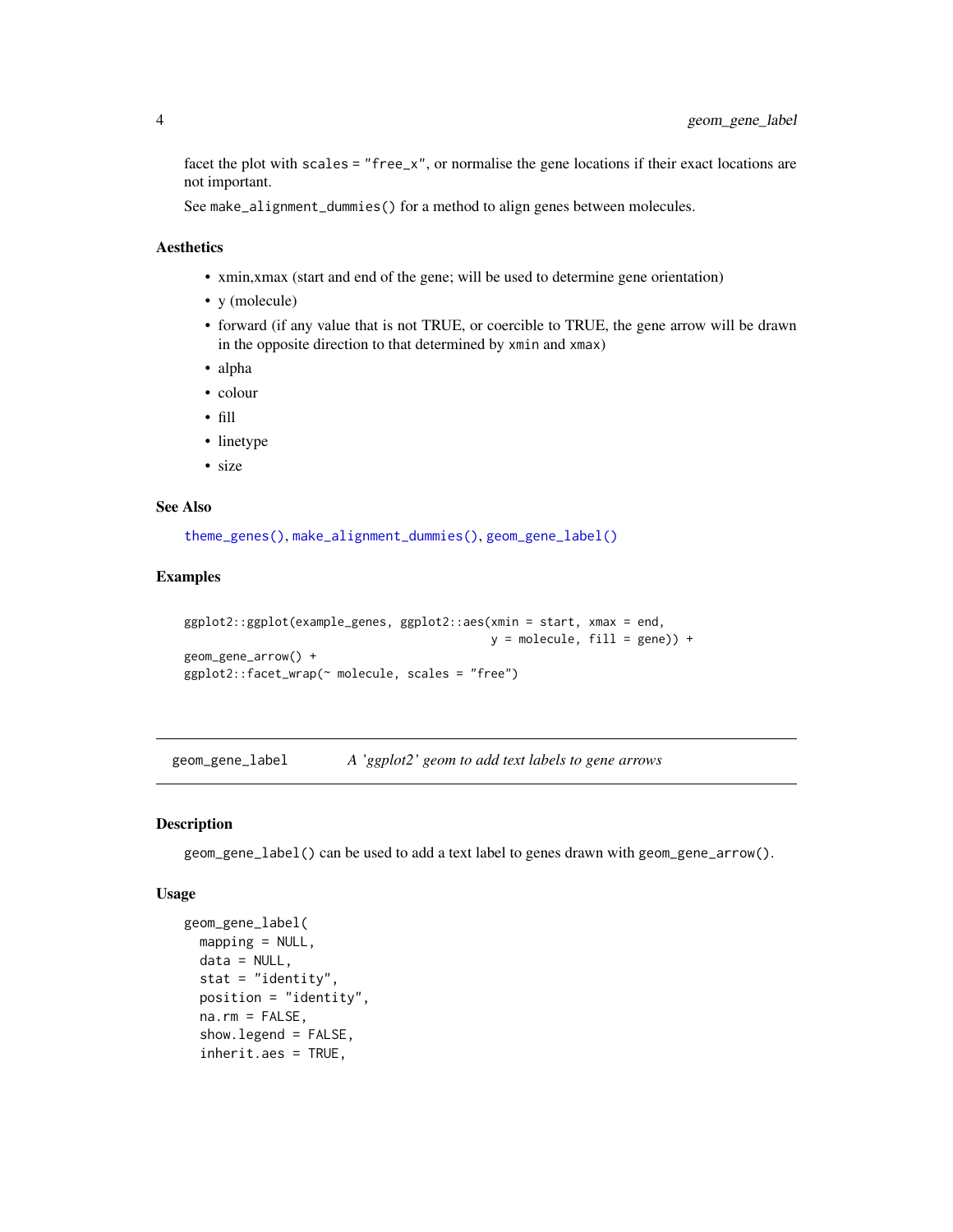facet the plot with `scales = "free_x"`, or normalise the gene locations if their exact locations are not important.

See `make_alignment_dummies()` for a method to align genes between molecules.

### Aesthetics

- xmin,xmax (start and end of the gene; will be used to determine gene orientation)
- y (molecule)
- forward (if any value that is not TRUE, or coercible to TRUE, the gene arrow will be drawn in the opposite direction to that determined by `xmin` and `xmax`)
- alpha
- colour
- fill
- linetype
- size

### See Also

`theme_genes()`, `make_alignment_dummies()`, `geom_gene_label()`

### Examples

```
ggplot2::ggplot(example_genes, ggplot2::aes(xmin = start, xmax = end,
                                            y = molecule, fill = gene)) +
geom_gene_arrow() +
ggplot2::facet_wrap(~ molecule, scales = "free")
```

---

## geom_gene_label — *A 'ggplot2' geom to add text labels to gene arrows*

### Description

`geom_gene_label()` can be used to add a text label to genes drawn with `geom_gene_arrow()`.

### Usage

```
geom_gene_label(
  mapping = NULL,
  data = NULL,
  stat = "identity",
  position = "identity",
  na.rm = FALSE,
  show.legend = FALSE,
  inherit.aes = TRUE,
```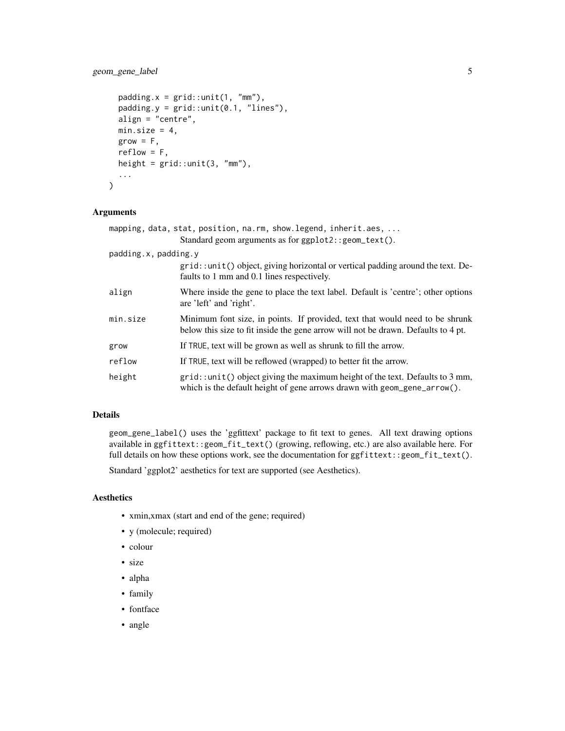```
  padding.x = grid::unit(1, "mm"),
  padding.y = grid::unit(0.1, "lines"),
  align = "centre",
  min.size = 4,
  grow = F,
  reflow = F,
  height = grid::unit(3, "mm"),
  ...
)
```

### Arguments

`mapping`, `data`, `stat`, `position`, `na.rm`, `show.legend`, `inherit.aes`, `...`
: Standard geom arguments as for `ggplot2::geom_text()`.

`padding.x`, `padding.y`
: `grid::unit()` object, giving horizontal or vertical padding around the text. Defaults to 1 mm and 0.1 lines respectively.

`align`
: Where inside the gene to place the text label. Default is 'centre'; other options are 'left' and 'right'.

`min.size`
: Minimum font size, in points. If provided, text that would need to be shrunk below this size to fit inside the gene arrow will not be drawn. Defaults to 4 pt.

`grow`
: If `TRUE`, text will be grown as well as shrunk to fill the arrow.

`reflow`
: If `TRUE`, text will be reflowed (wrapped) to better fit the arrow.

`height`
: `grid::unit()` object giving the maximum height of the text. Defaults to 3 mm, which is the default height of gene arrows drawn with `geom_gene_arrow()`.

### Details

`geom_gene_label()` uses the 'ggfittext' package to fit text to genes. All text drawing options available in `ggfittext::geom_fit_text()` (growing, reflowing, etc.) are also available here. For full details on how these options work, see the documentation for `ggfittext::geom_fit_text()`.

Standard 'ggplot2' aesthetics for text are supported (see Aesthetics).

### Aesthetics

- xmin,xmax (start and end of the gene; required)
- y (molecule; required)
- colour
- size
- alpha
- family
- fontface
- angle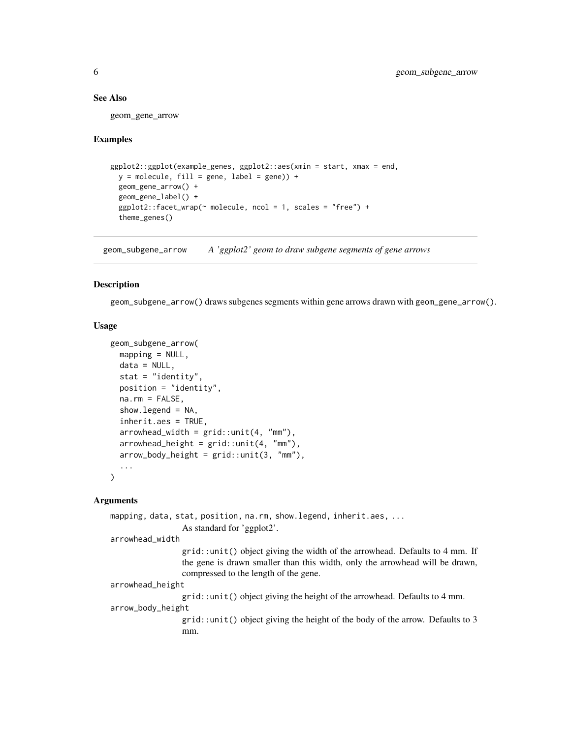## See Also

geom_gene_arrow

## Examples

```
ggplot2::ggplot(example_genes, ggplot2::aes(xmin = start, xmax = end,
  y = molecule, fill = gene, label = gene)) +
  geom_gene_arrow() +
  geom_gene_label() +
  ggplot2::facet_wrap(~ molecule, ncol = 1, scales = "free") +
  theme_genes()
```

---

# geom_subgene_arrow *A 'ggplot2' geom to draw subgene segments of gene arrows*

---

## Description

geom_subgene_arrow() draws subgenes segments within gene arrows drawn with geom_gene_arrow().

## Usage

```
geom_subgene_arrow(
  mapping = NULL,
  data = NULL,
  stat = "identity",
  position = "identity",
  na.rm = FALSE,
  show.legend = NA,
  inherit.aes = TRUE,
  arrowhead_width = grid::unit(4, "mm"),
  arrowhead_height = grid::unit(4, "mm"),
  arrow_body_height = grid::unit(3, "mm"),
  ...
)
```

## Arguments

mapping, data, stat, position, na.rm, show.legend, inherit.aes, ...
: As standard for 'ggplot2'.

arrowhead_width
: grid::unit() object giving the width of the arrowhead. Defaults to 4 mm. If the gene is drawn smaller than this width, only the arrowhead will be drawn, compressed to the length of the gene.

arrowhead_height
: grid::unit() object giving the height of the arrowhead. Defaults to 4 mm.

arrow_body_height
: grid::unit() object giving the height of the body of the arrow. Defaults to 3 mm.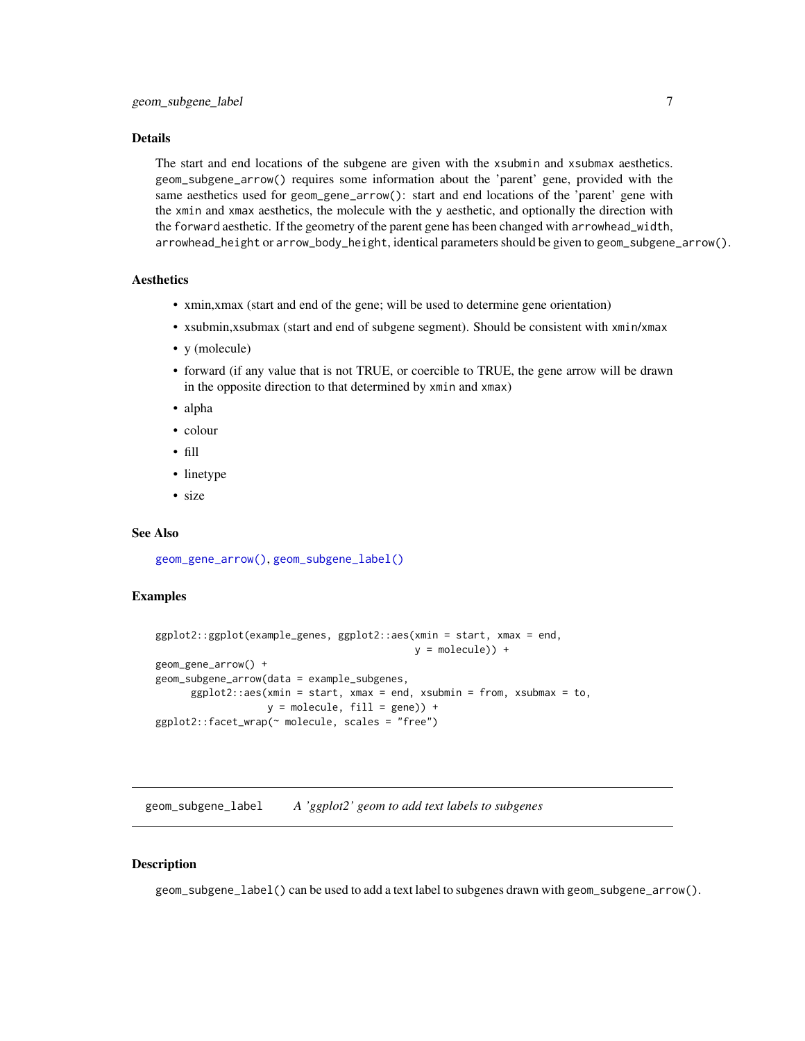### Details

The start and end locations of the subgene are given with the `xsubmin` and `xsubmax` aesthetics. `geom_subgene_arrow()` requires some information about the 'parent' gene, provided with the same aesthetics used for `geom_gene_arrow()`: start and end locations of the 'parent' gene with the `xmin` and `xmax` aesthetics, the molecule with the `y` aesthetic, and optionally the direction with the `forward` aesthetic. If the geometry of the parent gene has been changed with `arrowhead_width`, `arrowhead_height` or `arrow_body_height`, identical parameters should be given to `geom_subgene_arrow()`.

### Aesthetics

- xmin,xmax (start and end of the gene; will be used to determine gene orientation)
- xsubmin,xsubmax (start and end of subgene segment). Should be consistent with `xmin`/`xmax`
- y (molecule)
- forward (if any value that is not TRUE, or coercible to TRUE, the gene arrow will be drawn in the opposite direction to that determined by `xmin` and `xmax`)
- alpha
- colour
- fill
- linetype
- size

### See Also

`geom_gene_arrow()`, `geom_subgene_label()`

### Examples

```
ggplot2::ggplot(example_genes, ggplot2::aes(xmin = start, xmax = end,
                                            y = molecule)) +
geom_gene_arrow() +
geom_subgene_arrow(data = example_subgenes,
      ggplot2::aes(xmin = start, xmax = end, xsubmin = from, xsubmax = to,
                   y = molecule, fill = gene)) +
ggplot2::facet_wrap(~ molecule, scales = "free")
```

---

## geom_subgene_label — *A 'ggplot2' geom to add text labels to subgenes*

### Description

`geom_subgene_label()` can be used to add a text label to subgenes drawn with `geom_subgene_arrow()`.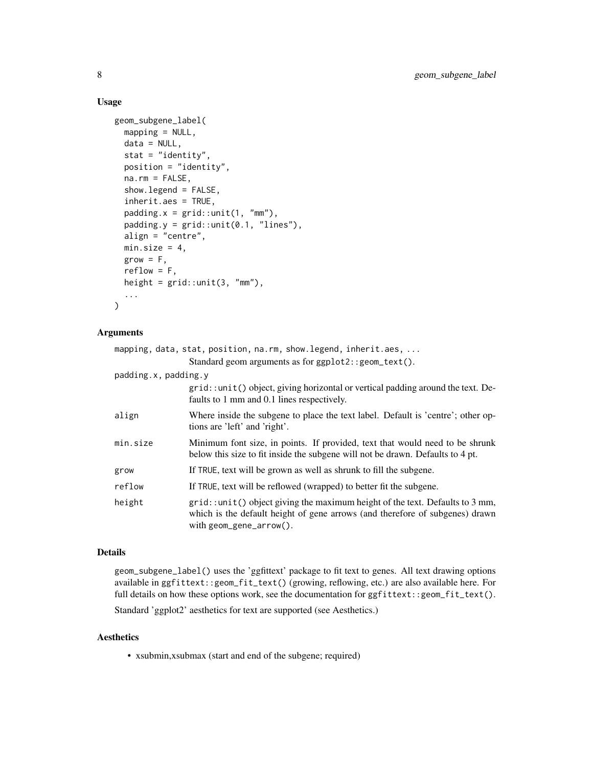## Usage

```
geom_subgene_label(
  mapping = NULL,
  data = NULL,
  stat = "identity",
  position = "identity",
  na.rm = FALSE,
  show.legend = FALSE,
  inherit.aes = TRUE,
  padding.x = grid::unit(1, "mm"),
  padding.y = grid::unit(0.1, "lines"),
  align = "centre",
  min.size = 4,
  grow = F,
  reflow = F,
  height = grid::unit(3, "mm"),
  ...
)
```

## Arguments

`mapping, data, stat, position, na.rm, show.legend, inherit.aes, ...`
: Standard geom arguments as for `ggplot2::geom_text()`.

`padding.x, padding.y`
: `grid::unit()` object, giving horizontal or vertical padding around the text. Defaults to 1 mm and 0.1 lines respectively.

`align`
: Where inside the subgene to place the text label. Default is 'centre'; other options are 'left' and 'right'.

`min.size`
: Minimum font size, in points. If provided, text that would need to be shrunk below this size to fit inside the subgene will not be drawn. Defaults to 4 pt.

`grow`
: If `TRUE`, text will be grown as well as shrunk to fill the subgene.

`reflow`
: If `TRUE`, text will be reflowed (wrapped) to better fit the subgene.

`height`
: `grid::unit()` object giving the maximum height of the text. Defaults to 3 mm, which is the default height of gene arrows (and therefore of subgenes) drawn with `geom_gene_arrow()`.

## Details

`geom_subgene_label()` uses the 'ggfittext' package to fit text to genes. All text drawing options available in `ggfittext::geom_fit_text()` (growing, reflowing, etc.) are also available here. For full details on how these options work, see the documentation for `ggfittext::geom_fit_text()`.

Standard 'ggplot2' aesthetics for text are supported (see Aesthetics.)

## Aesthetics

- xsubmin,xsubmax (start and end of the subgene; required)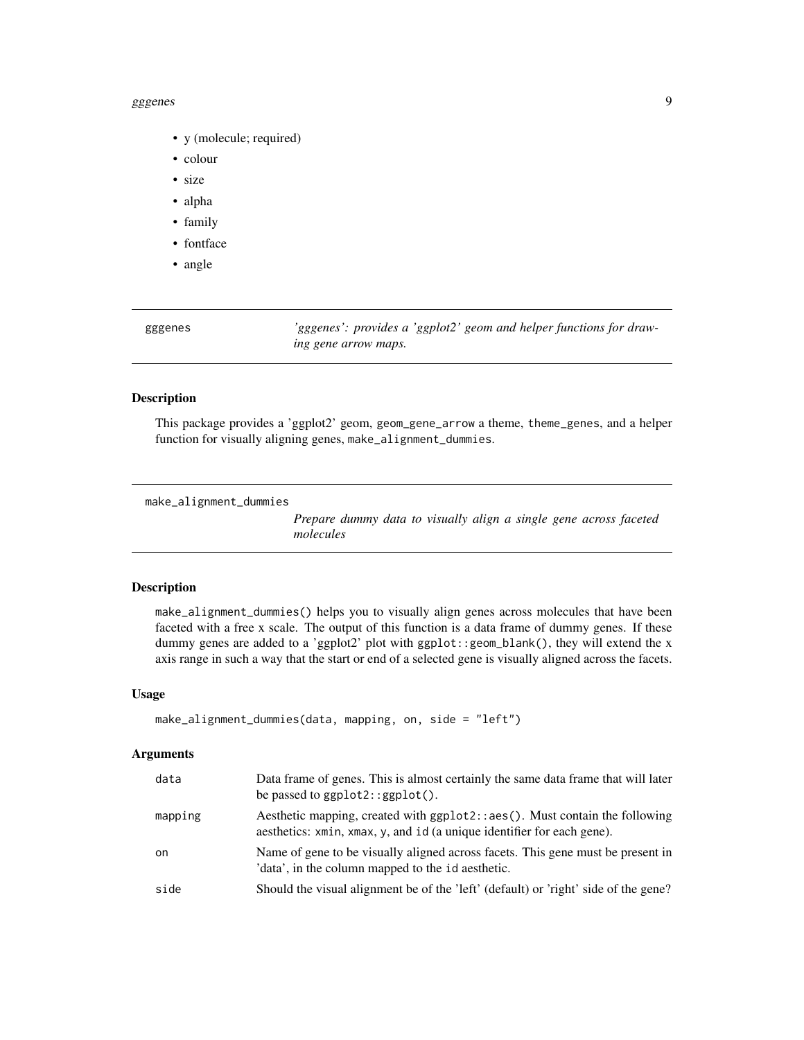- y (molecule; required)
- colour
- size
- alpha
- family
- fontface
- angle

---

## gggenes

*'gggenes': provides a 'ggplot2' geom and helper functions for drawing gene arrow maps.*

### Description

This package provides a 'ggplot2' geom, `geom_gene_arrow` a theme, `theme_genes`, and a helper function for visually aligning genes, `make_alignment_dummies`.

---

## make_alignment_dummies

*Prepare dummy data to visually align a single gene across faceted molecules*

### Description

`make_alignment_dummies()` helps you to visually align genes across molecules that have been faceted with a free x scale. The output of this function is a data frame of dummy genes. If these dummy genes are added to a 'ggplot2' plot with `ggplot::geom_blank()`, they will extend the x axis range in such a way that the start or end of a selected gene is visually aligned across the facets.

### Usage

```
make_alignment_dummies(data, mapping, on, side = "left")
```

### Arguments

| | |
|---|---|
| `data` | Data frame of genes. This is almost certainly the same data frame that will later be passed to `ggplot2::ggplot()`. |
| `mapping` | Aesthetic mapping, created with `ggplot2::aes()`. Must contain the following aesthetics: `xmin`, `xmax`, `y`, and `id` (a unique identifier for each gene). |
| `on` | Name of gene to be visually aligned across facets. This gene must be present in 'data', in the column mapped to the `id` aesthetic. |
| `side` | Should the visual alignment be of the 'left' (default) or 'right' side of the gene? |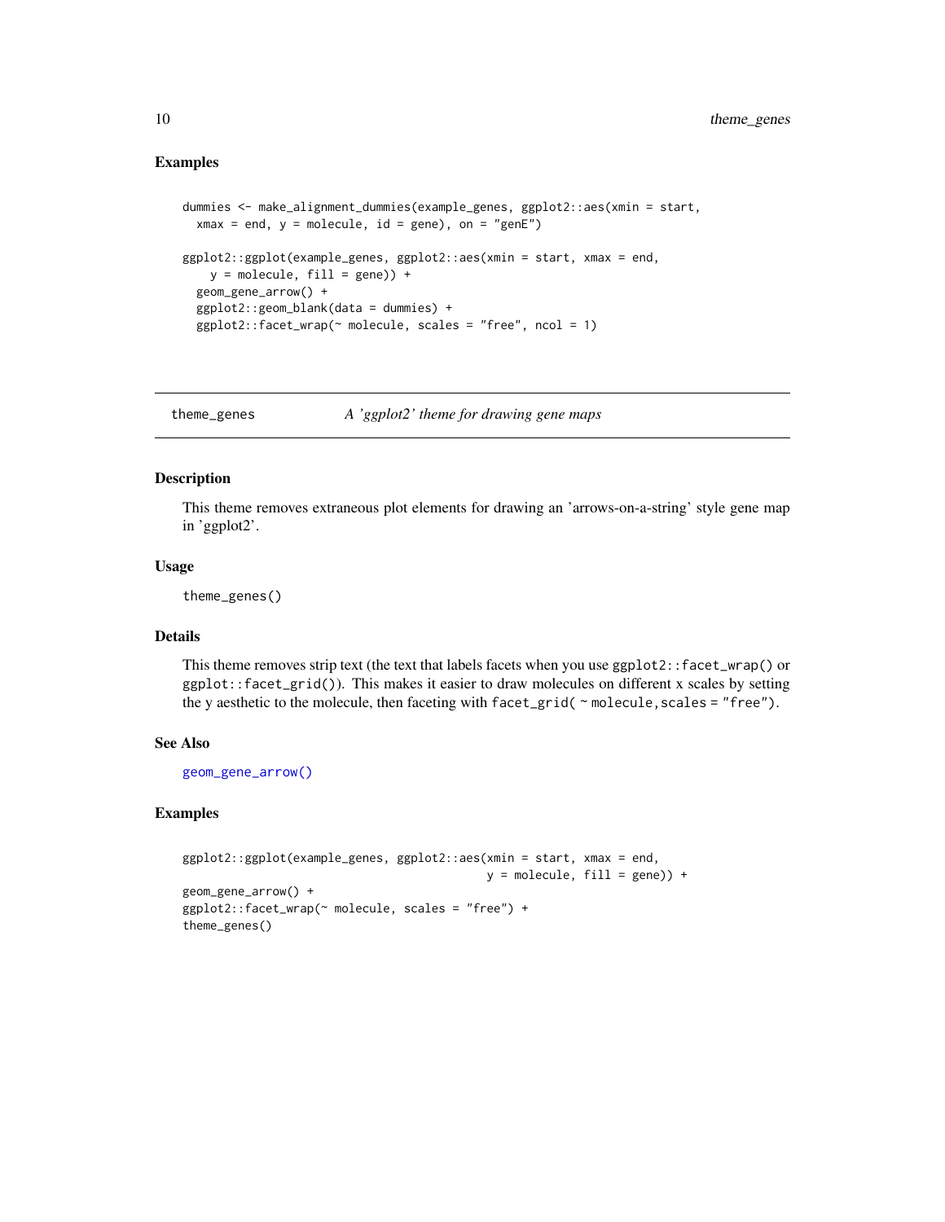### Examples

```
dummies <- make_alignment_dummies(example_genes, ggplot2::aes(xmin = start,
  xmax = end, y = molecule, id = gene), on = "genE")

ggplot2::ggplot(example_genes, ggplot2::aes(xmin = start, xmax = end,
    y = molecule, fill = gene)) +
  geom_gene_arrow() +
  ggplot2::geom_blank(data = dummies) +
  ggplot2::facet_wrap(~ molecule, scales = "free", ncol = 1)
```

---

## theme_genes — *A 'ggplot2' theme for drawing gene maps*

### Description

This theme removes extraneous plot elements for drawing an 'arrows-on-a-string' style gene map in 'ggplot2'.

### Usage

```
theme_genes()
```

### Details

This theme removes strip text (the text that labels facets when you use `ggplot2::facet_wrap()` or `ggplot::facet_grid()`). This makes it easier to draw molecules on different x scales by setting the y aesthetic to the molecule, then faceting with `facet_grid( ~ molecule, scales = "free")`.

### See Also

`geom_gene_arrow()`

### Examples

```
ggplot2::ggplot(example_genes, ggplot2::aes(xmin = start, xmax = end,
                                            y = molecule, fill = gene)) +
geom_gene_arrow() +
ggplot2::facet_wrap(~ molecule, scales = "free") +
theme_genes()
```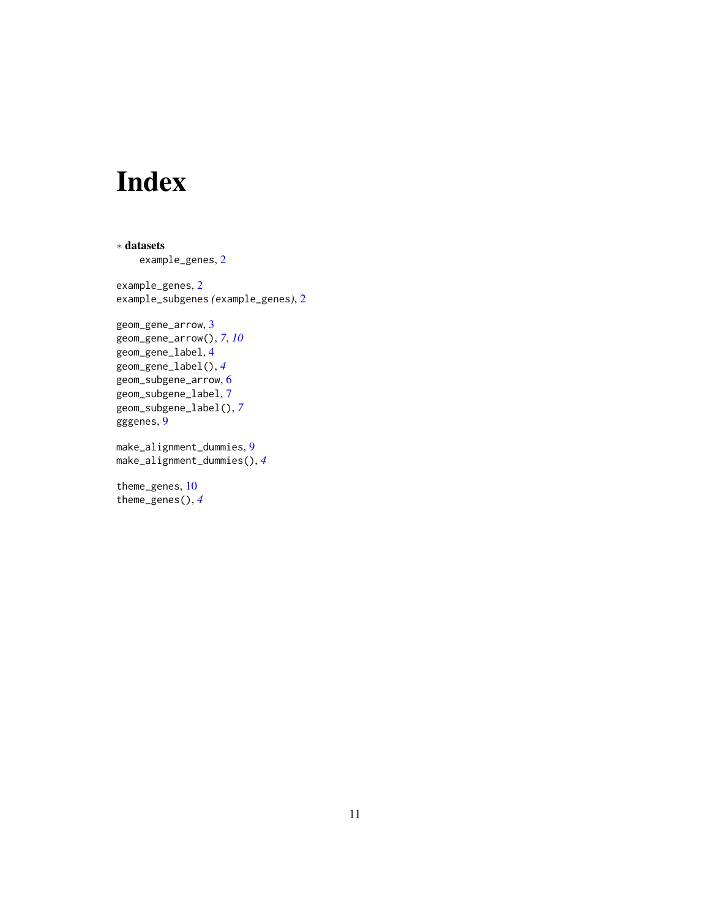# Index

∗ **datasets**

    example_genes, 2

example_genes, 2
example_subgenes *(*example_genes*)*, 2

geom_gene_arrow, 3
geom_gene_arrow(), *7*, *10*
geom_gene_label, 4
geom_gene_label(), *4*
geom_subgene_arrow, 6
geom_subgene_label, 7
geom_subgene_label(), *7*
gggenes, 9

make_alignment_dummies, 9
make_alignment_dummies(), *4*

theme_genes, 10
theme_genes(), *4*